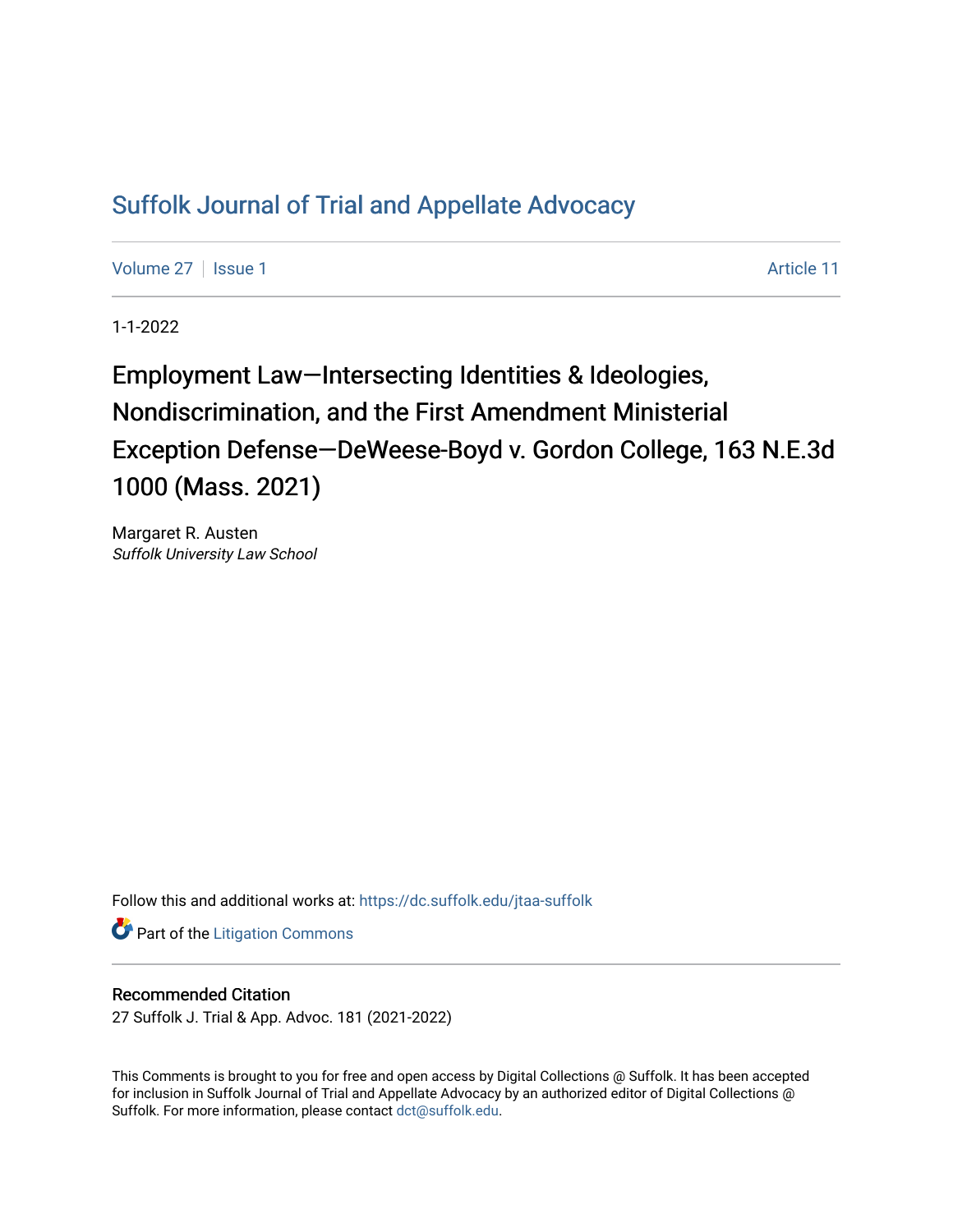# Suffolk Journal of Trial and Appellate Advocacy

Volume 27 | Issue 1 | Article 11

1-1-2022

## Employment Law—Intersecting Identities & Ideologies, Nondiscrimination, and the First Amendment Ministerial Exception Defense—DeWeese-Boyd v. Gordon College, 163 N.E.3d 1000 (Mass. 2021)

Margaret R. Austen
*Suffolk University Law School*

Follow this and additional works at: https://dc.suffolk.edu/jtaa-suffolk

Part of the Litigation Commons

### Recommended Citation

27 Suffolk J. Trial & App. Advoc. 181 (2021-2022)

This Comments is brought to you for free and open access by Digital Collections @ Suffolk. It has been accepted for inclusion in Suffolk Journal of Trial and Appellate Advocacy by an authorized editor of Digital Collections @ Suffolk. For more information, please contact dct@suffolk.edu.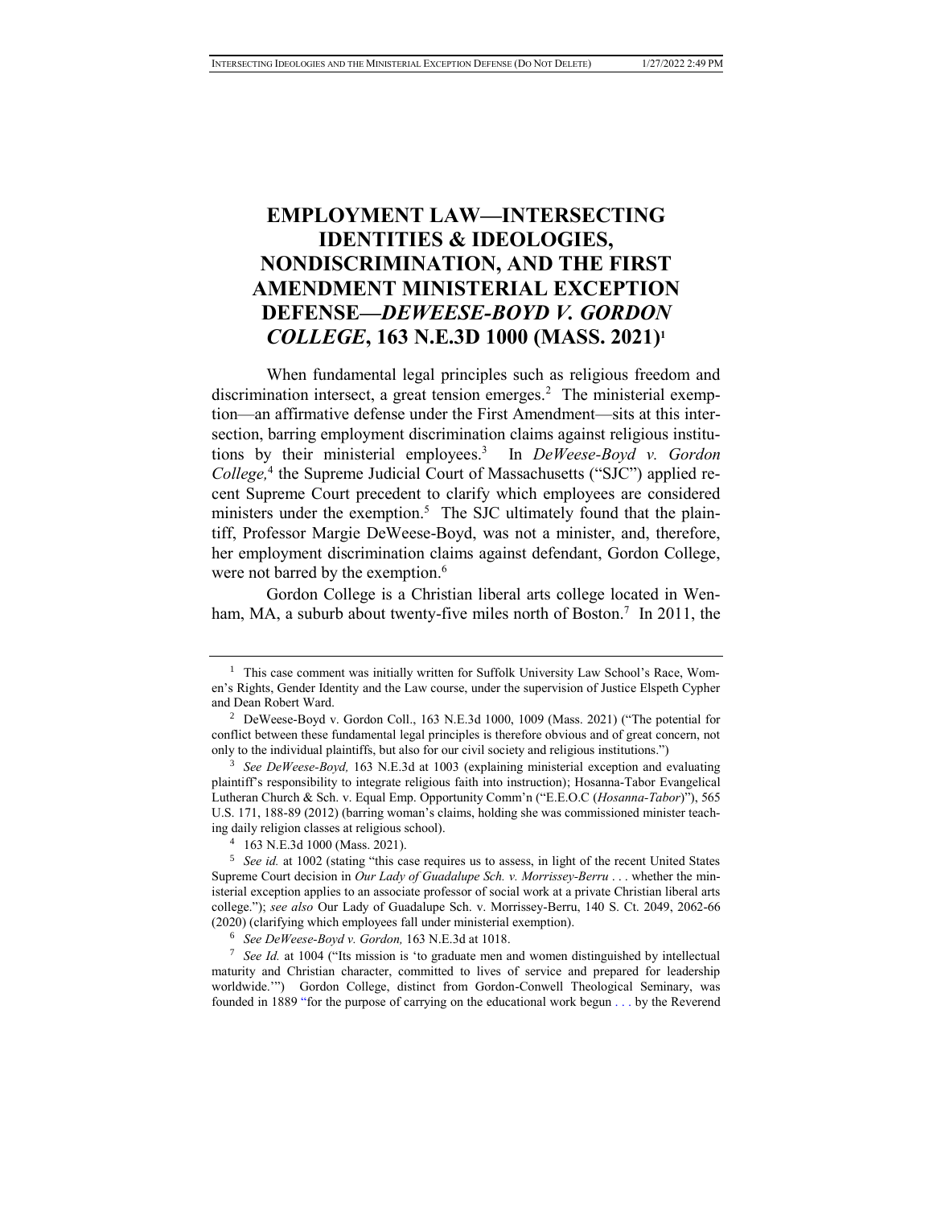# EMPLOYMENT LAW—INTERSECTING IDENTITIES & IDEOLOGIES, NONDISCRIMINATION, AND THE FIRST AMENDMENT MINISTERIAL EXCEPTION DEFENSE—*DEWEESE-BOYD V. GORDON COLLEGE*, 163 N.E.3D 1000 (MASS. 2021)[1]

When fundamental legal principles such as religious freedom and discrimination intersect, a great tension emerges.[2] The ministerial exemption—an affirmative defense under the First Amendment—sits at this intersection, barring employment discrimination claims against religious institutions by their ministerial employees.[3] In *DeWeese-Boyd v. Gordon College,*[4] the Supreme Judicial Court of Massachusetts ("SJC") applied recent Supreme Court precedent to clarify which employees are considered ministers under the exemption.[5] The SJC ultimately found that the plaintiff, Professor Margie DeWeese-Boyd, was not a minister, and, therefore, her employment discrimination claims against defendant, Gordon College, were not barred by the exemption.[6]

Gordon College is a Christian liberal arts college located in Wenham, MA, a suburb about twenty-five miles north of Boston.[7] In 2011, the

---

[1] This case comment was initially written for Suffolk University Law School's Race, Women's Rights, Gender Identity and the Law course, under the supervision of Justice Elspeth Cypher and Dean Robert Ward.

[2] DeWeese-Boyd v. Gordon Coll., 163 N.E.3d 1000, 1009 (Mass. 2021) ("The potential for conflict between these fundamental legal principles is therefore obvious and of great concern, not only to the individual plaintiffs, but also for our civil society and religious institutions.")

[3] *See DeWeese-Boyd,* 163 N.E.3d at 1003 (explaining ministerial exception and evaluating plaintiff's responsibility to integrate religious faith into instruction); Hosanna-Tabor Evangelical Lutheran Church & Sch. v. Equal Emp. Opportunity Comm'n ("E.E.O.C (*Hosanna-Tabor*)"), 565 U.S. 171, 188-89 (2012) (barring woman's claims, holding she was commissioned minister teaching daily religion classes at religious school).

[4] 163 N.E.3d 1000 (Mass. 2021).

[5] *See id.* at 1002 (stating "this case requires us to assess, in light of the recent United States Supreme Court decision in *Our Lady of Guadalupe Sch. v. Morrissey-Berru* . . . whether the ministerial exception applies to an associate professor of social work at a private Christian liberal arts college."); *see also* Our Lady of Guadalupe Sch. v. Morrissey-Berru, 140 S. Ct. 2049, 2062-66 (2020) (clarifying which employees fall under ministerial exemption).

[6] *See DeWeese-Boyd v. Gordon,* 163 N.E.3d at 1018.

[7] *See Id.* at 1004 ("Its mission is 'to graduate men and women distinguished by intellectual maturity and Christian character, committed to lives of service and prepared for leadership worldwide.'") Gordon College, distinct from Gordon-Conwell Theological Seminary, was founded in 1889 "for the purpose of carrying on the educational work begun . . . by the Reverend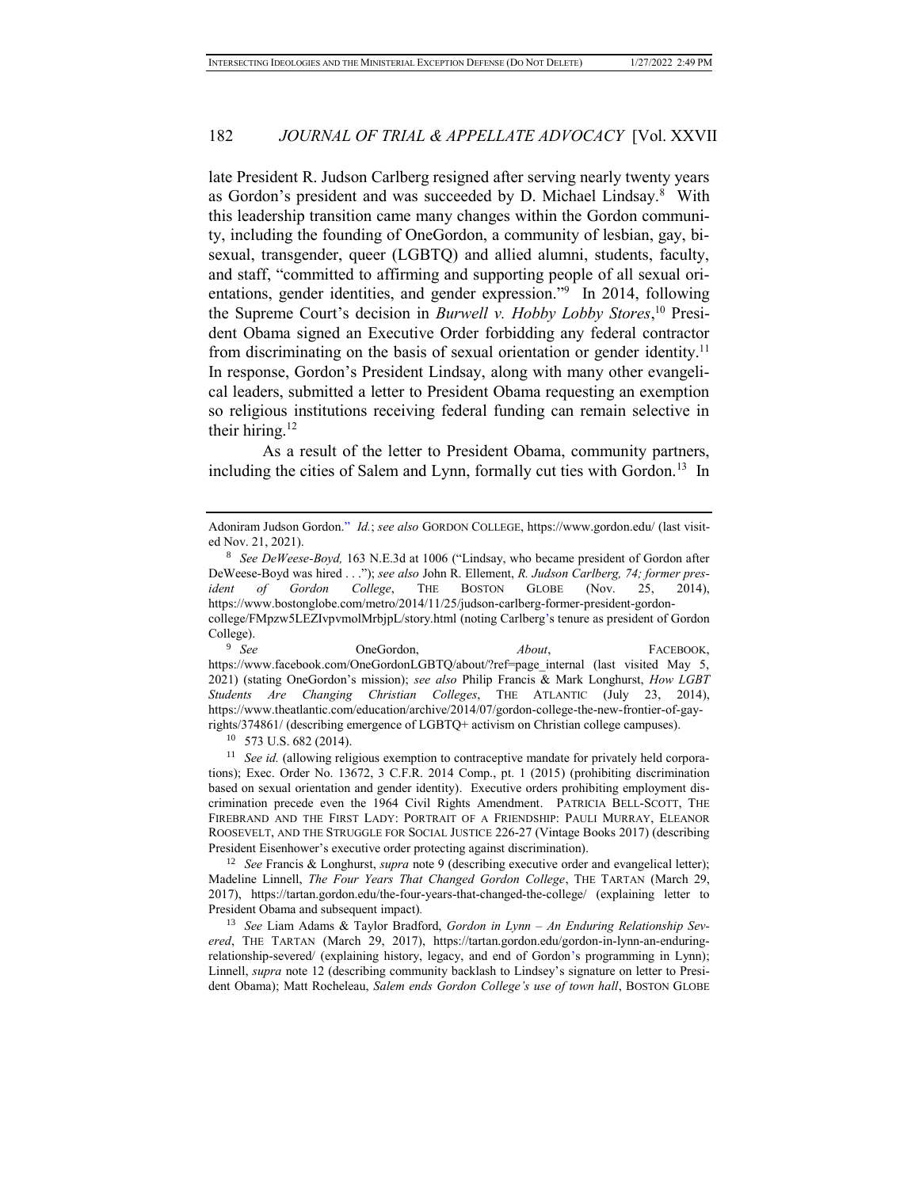late President R. Judson Carlberg resigned after serving nearly twenty years as Gordon's president and was succeeded by D. Michael Lindsay.[8] With this leadership transition came many changes within the Gordon community, including the founding of OneGordon, a community of lesbian, gay, bisexual, transgender, queer (LGBTQ) and allied alumni, students, faculty, and staff, "committed to affirming and supporting people of all sexual orientations, gender identities, and gender expression."[9] In 2014, following the Supreme Court's decision in *Burwell v. Hobby Lobby Stores*,[10] President Obama signed an Executive Order forbidding any federal contractor from discriminating on the basis of sexual orientation or gender identity.[11] In response, Gordon's President Lindsay, along with many other evangelical leaders, submitted a letter to President Obama requesting an exemption so religious institutions receiving federal funding can remain selective in their hiring.[12]

As a result of the letter to President Obama, community partners, including the cities of Salem and Lynn, formally cut ties with Gordon.[13] In

---

Adoniram Judson Gordon." *Id.*; *see also* GORDON COLLEGE, https://www.gordon.edu/ (last visited Nov. 21, 2021).

[8] *See DeWeese-Boyd,* 163 N.E.3d at 1006 ("Lindsay, who became president of Gordon after DeWeese-Boyd was hired . . ."); *see also* John R. Ellement, *R. Judson Carlberg, 74; former president of Gordon College*, THE BOSTON GLOBE (Nov. 25, 2014), https://www.bostonglobe.com/metro/2014/11/25/judson-carlberg-former-president-gordon-college/FMpzw5LEZIvpvmolMrbjpL/story.html (noting Carlberg's tenure as president of Gordon College).

[9] *See* OneGordon, *About*, FACEBOOK, https://www.facebook.com/OneGordonLGBTQ/about/?ref=page_internal (last visited May 5, 2021) (stating OneGordon's mission); *see also* Philip Francis & Mark Longhurst, *How LGBT Students Are Changing Christian Colleges*, THE ATLANTIC (July 23, 2014), https://www.theatlantic.com/education/archive/2014/07/gordon-college-the-new-frontier-of-gay-rights/374861/ (describing emergence of LGBTQ+ activism on Christian college campuses).

[10] 573 U.S. 682 (2014).

[11] *See id.* (allowing religious exemption to contraceptive mandate for privately held corporations); Exec. Order No. 13672, 3 C.F.R. 2014 Comp., pt. 1 (2015) (prohibiting discrimination based on sexual orientation and gender identity). Executive orders prohibiting employment discrimination precede even the 1964 Civil Rights Amendment. PATRICIA BELL-SCOTT, THE FIREBRAND AND THE FIRST LADY: PORTRAIT OF A FRIENDSHIP: PAULI MURRAY, ELEANOR ROOSEVELT, AND THE STRUGGLE FOR SOCIAL JUSTICE 226-27 (Vintage Books 2017) (describing President Eisenhower's executive order protecting against discrimination).

[12] *See* Francis & Longhurst, *supra* note 9 (describing executive order and evangelical letter); Madeline Linnell, *The Four Years That Changed Gordon College*, THE TARTAN (March 29, 2017), https://tartan.gordon.edu/the-four-years-that-changed-the-college/ (explaining letter to President Obama and subsequent impact).

[13] *See* Liam Adams & Taylor Bradford, *Gordon in Lynn – An Enduring Relationship Severed*, THE TARTAN (March 29, 2017), https://tartan.gordon.edu/gordon-in-lynn-an-enduring-relationship-severed/ (explaining history, legacy, and end of Gordon's programming in Lynn); Linnell, *supra* note 12 (describing community backlash to Lindsey's signature on letter to President Obama); Matt Rocheleau, *Salem ends Gordon College's use of town hall*, BOSTON GLOBE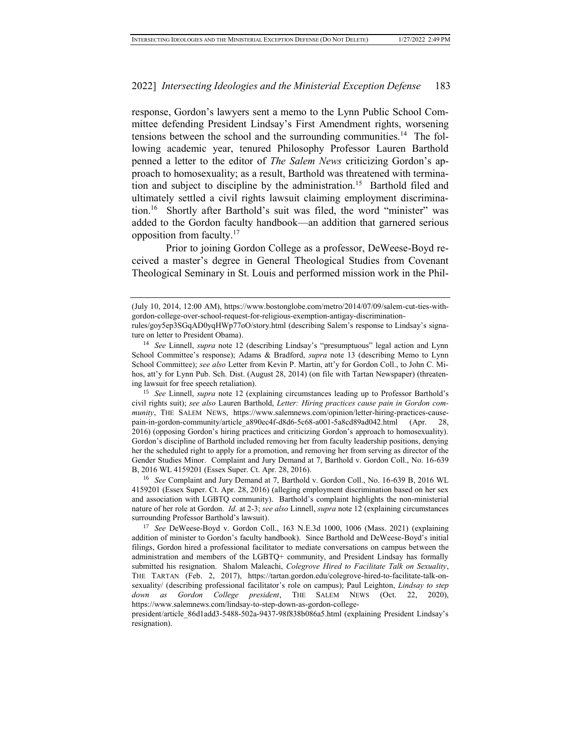response, Gordon's lawyers sent a memo to the Lynn Public School Committee defending President Lindsay's First Amendment rights, worsening tensions between the school and the surrounding communities.[14] The following academic year, tenured Philosophy Professor Lauren Barthold penned a letter to the editor of *The Salem News* criticizing Gordon's approach to homosexuality; as a result, Barthold was threatened with termination and subject to discipline by the administration.[15] Barthold filed and ultimately settled a civil rights lawsuit claiming employment discrimination.[16] Shortly after Barthold's suit was filed, the word "minister" was added to the Gordon faculty handbook—an addition that garnered serious opposition from faculty.[17]

Prior to joining Gordon College as a professor, DeWeese-Boyd received a master's degree in General Theological Studies from Covenant Theological Seminary in St. Louis and performed mission work in the Phil-

---

(July 10, 2014, 12:00 AM), https://www.bostonglobe.com/metro/2014/07/09/salem-cut-ties-with-gordon-college-over-school-request-for-religious-exemption-antigay-discrimination-rules/goy5ep3SGqAD0yqHWp77oO/story.html (describing Salem's response to Lindsay's signature on letter to President Obama).

[14] *See* Linnell, *supra* note 12 (describing Lindsay's "presumptuous" legal action and Lynn School Committee's response); Adams & Bradford, *supra* note 13 (describing Memo to Lynn School Committee); *see also* Letter from Kevin P. Martin, att'y for Gordon Coll., to John C. Mihos, att'y for Lynn Pub. Sch. Dist. (August 28, 2014) (on file with Tartan Newspaper) (threatening lawsuit for free speech retaliation).

[15] *See* Linnell, *supra* note 12 (explaining circumstances leading up to Professor Barthold's civil rights suit); *see also* Lauren Barthold, *Letter: Hiring practices cause pain in Gordon community*, THE SALEM NEWS, https://www.salemnews.com/opinion/letter-hiring-practices-cause-pain-in-gordon-community/article_a890ec4f-d8d6-5c68-a001-5a8cd89ad042.html (Apr. 28, 2016) (opposing Gordon's hiring practices and criticizing Gordon's approach to homosexuality). Gordon's discipline of Barthold included removing her from faculty leadership positions, denying her the scheduled right to apply for a promotion, and removing her from serving as director of the Gender Studies Minor. Complaint and Jury Demand at 7, Barthold v. Gordon Coll., No. 16-639 B, 2016 WL 4159201 (Essex Super. Ct. Apr. 28, 2016).

[16] *See* Complaint and Jury Demand at 7, Barthold v. Gordon Coll., No. 16-639 B, 2016 WL 4159201 (Essex Super. Ct. Apr. 28, 2016) (alleging employment discrimination based on her sex and association with LGBTQ community). Barthold's complaint highlights the non-ministerial nature of her role at Gordon. *Id.* at 2-3; *see also* Linnell, *supra* note 12 (explaining circumstances surrounding Professor Barthold's lawsuit).

[17] *See* DeWeese-Boyd v. Gordon Coll., 163 N.E.3d 1000, 1006 (Mass. 2021) (explaining addition of minister to Gordon's faculty handbook). Since Barthold and DeWeese-Boyd's initial filings, Gordon hired a professional facilitator to mediate conversations on campus between the administration and members of the LGBTQ+ community, and President Lindsay has formally submitted his resignation. Shalom Maleachi, *Colegrove Hired to Facilitate Talk on Sexuality*, THE TARTAN (Feb. 2, 2017), https://tartan.gordon.edu/colegrove-hired-to-facilitate-talk-on-sexuality/ (describing professional facilitator's role on campus); Paul Leighton, *Lindsay to step down as Gordon College president*, THE SALEM NEWS (Oct. 22, 2020), https://www.salemnews.com/lindsay-to-step-down-as-gordon-college-president/article_86d1add3-5488-502a-9437-98f838b086a5.html (explaining President Lindsay's resignation).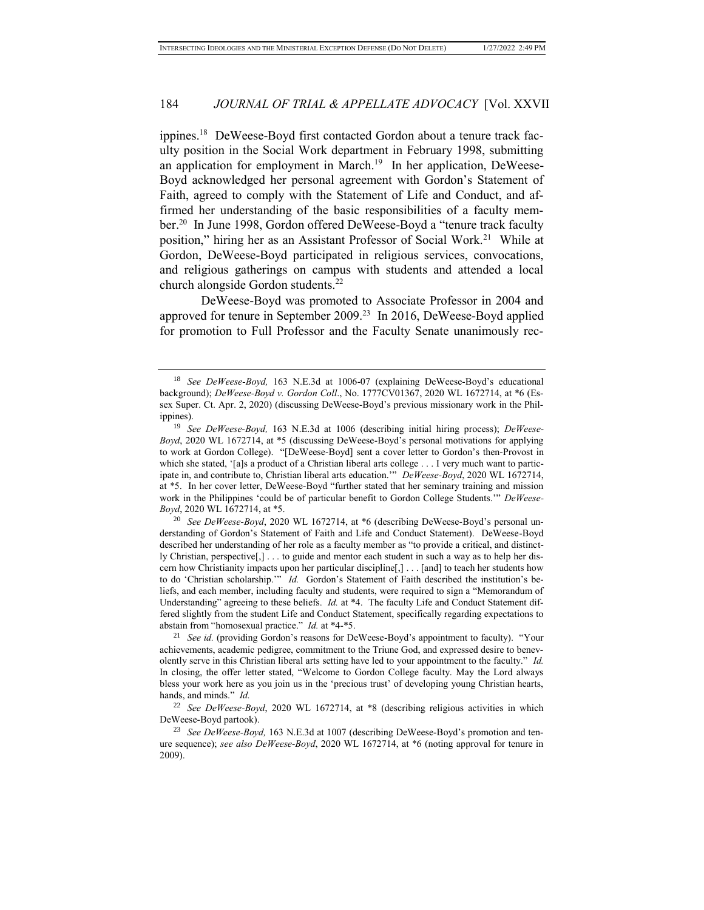ippines.[18] DeWeese-Boyd first contacted Gordon about a tenure track faculty position in the Social Work department in February 1998, submitting an application for employment in March.[19] In her application, DeWeese-Boyd acknowledged her personal agreement with Gordon's Statement of Faith, agreed to comply with the Statement of Life and Conduct, and affirmed her understanding of the basic responsibilities of a faculty member.[20] In June 1998, Gordon offered DeWeese-Boyd a "tenure track faculty position," hiring her as an Assistant Professor of Social Work.[21] While at Gordon, DeWeese-Boyd participated in religious services, convocations, and religious gatherings on campus with students and attended a local church alongside Gordon students.[22]

DeWeese-Boyd was promoted to Associate Professor in 2004 and approved for tenure in September 2009.[23] In 2016, DeWeese-Boyd applied for promotion to Full Professor and the Faculty Senate unanimously rec-

---

[18] *See DeWeese-Boyd,* 163 N.E.3d at 1006-07 (explaining DeWeese-Boyd's educational background); *DeWeese-Boyd v. Gordon Coll*., No. 1777CV01367, 2020 WL 1672714, at *6 (Essex Super. Ct. Apr. 2, 2020) (discussing DeWeese-Boyd's previous missionary work in the Philippines).

[19] *See DeWeese-Boyd,* 163 N.E.3d at 1006 (describing initial hiring process); *DeWeese-Boyd*, 2020 WL 1672714, at *5 (discussing DeWeese-Boyd's personal motivations for applying to work at Gordon College). "[DeWeese-Boyd] sent a cover letter to Gordon's then-Provost in which she stated, '[a]s a product of a Christian liberal arts college . . . I very much want to participate in, and contribute to, Christian liberal arts education.'" *DeWeese-Boyd*, 2020 WL 1672714, at *5. In her cover letter, DeWeese-Boyd "further stated that her seminary training and mission work in the Philippines 'could be of particular benefit to Gordon College Students.'" *DeWeese-Boyd*, 2020 WL 1672714, at *5.

[20] *See DeWeese-Boyd*, 2020 WL 1672714, at *6 (describing DeWeese-Boyd's personal understanding of Gordon's Statement of Faith and Life and Conduct Statement). DeWeese-Boyd described her understanding of her role as a faculty member as "to provide a critical, and distinctly Christian, perspective[,] . . . to guide and mentor each student in such a way as to help her discern how Christianity impacts upon her particular discipline[,] . . . [and] to teach her students how to do 'Christian scholarship.'" *Id.* Gordon's Statement of Faith described the institution's beliefs, and each member, including faculty and students, were required to sign a "Memorandum of Understanding" agreeing to these beliefs. *Id.* at *4. The faculty Life and Conduct Statement differed slightly from the student Life and Conduct Statement, specifically regarding expectations to abstain from "homosexual practice." *Id.* at *4-*5.

[21] *See id.* (providing Gordon's reasons for DeWeese-Boyd's appointment to faculty). "Your achievements, academic pedigree, commitment to the Triune God, and expressed desire to benevolently serve in this Christian liberal arts setting have led to your appointment to the faculty." *Id.* In closing, the offer letter stated, "Welcome to Gordon College faculty. May the Lord always bless your work here as you join us in the 'precious trust' of developing young Christian hearts, hands, and minds." *Id.*

[22] *See DeWeese-Boyd*, 2020 WL 1672714, at *8 (describing religious activities in which DeWeese-Boyd partook).

[23] *See DeWeese-Boyd,* 163 N.E.3d at 1007 (describing DeWeese-Boyd's promotion and tenure sequence); *see also DeWeese-Boyd*, 2020 WL 1672714, at *6 (noting approval for tenure in 2009).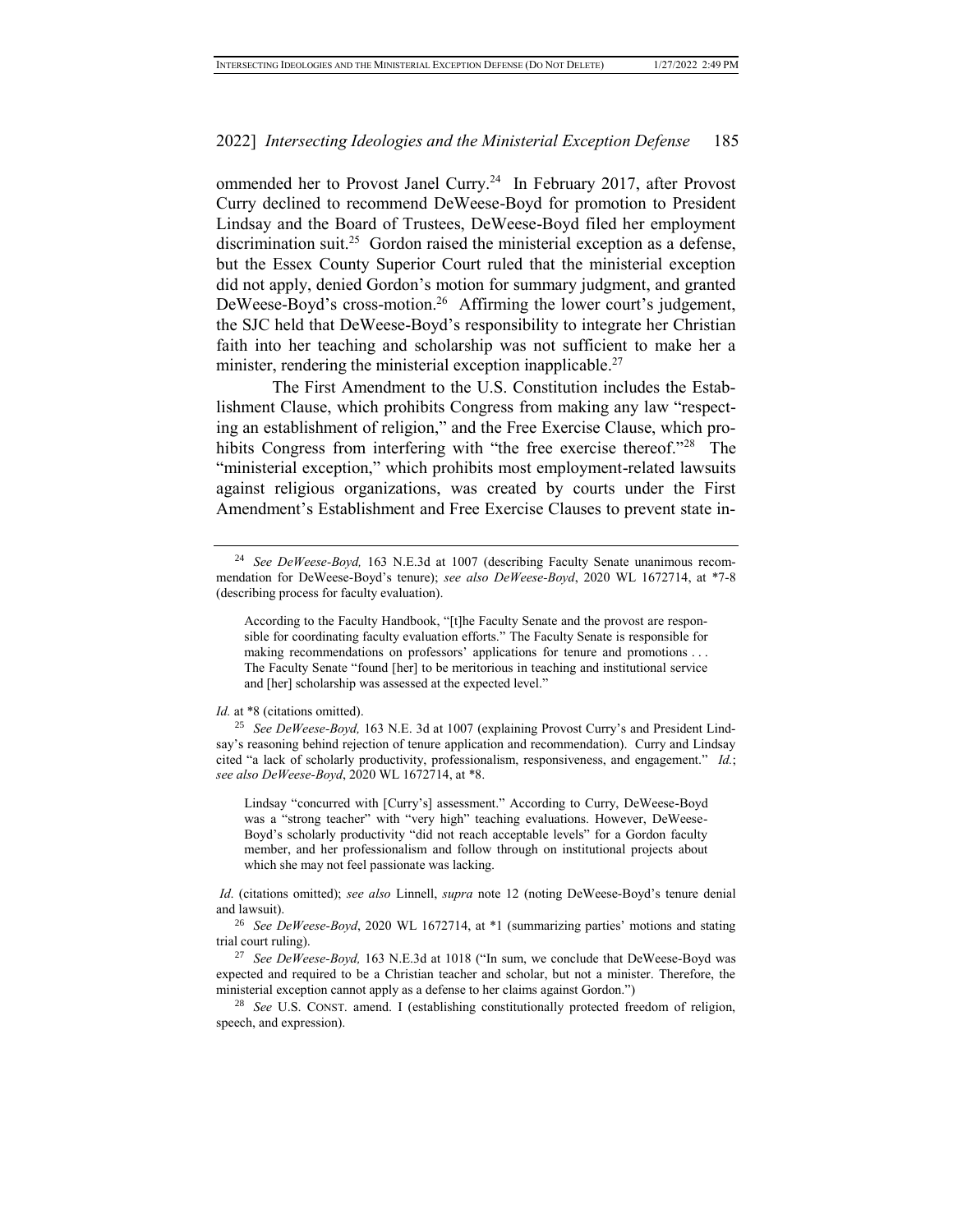ommended her to Provost Janel Curry.[24] In February 2017, after Provost Curry declined to recommend DeWeese-Boyd for promotion to President Lindsay and the Board of Trustees, DeWeese-Boyd filed her employment discrimination suit.[25] Gordon raised the ministerial exception as a defense, but the Essex County Superior Court ruled that the ministerial exception did not apply, denied Gordon's motion for summary judgment, and granted DeWeese-Boyd's cross-motion.[26] Affirming the lower court's judgement, the SJC held that DeWeese-Boyd's responsibility to integrate her Christian faith into her teaching and scholarship was not sufficient to make her a minister, rendering the ministerial exception inapplicable.[27]

The First Amendment to the U.S. Constitution includes the Establishment Clause, which prohibits Congress from making any law "respecting an establishment of religion," and the Free Exercise Clause, which prohibits Congress from interfering with "the free exercise thereof."[28] The "ministerial exception," which prohibits most employment-related lawsuits against religious organizations, was created by courts under the First Amendment's Establishment and Free Exercise Clauses to prevent state in-

---

[24] *See DeWeese-Boyd,* 163 N.E.3d at 1007 (describing Faculty Senate unanimous recommendation for DeWeese-Boyd's tenure); *see also DeWeese-Boyd*, 2020 WL 1672714, at \*7-8 (describing process for faculty evaluation).

> According to the Faculty Handbook, "[t]he Faculty Senate and the provost are responsible for coordinating faculty evaluation efforts." The Faculty Senate is responsible for making recommendations on professors' applications for tenure and promotions . . . The Faculty Senate "found [her] to be meritorious in teaching and institutional service and [her] scholarship was assessed at the expected level."

*Id.* at \*8 (citations omitted).

[25] *See DeWeese-Boyd,* 163 N.E. 3d at 1007 (explaining Provost Curry's and President Lindsay's reasoning behind rejection of tenure application and recommendation). Curry and Lindsay cited "a lack of scholarly productivity, professionalism, responsiveness, and engagement." *Id.*; *see also DeWeese-Boyd*, 2020 WL 1672714, at \*8.

> Lindsay "concurred with [Curry's] assessment." According to Curry, DeWeese-Boyd was a "strong teacher" with "very high" teaching evaluations. However, DeWeese-Boyd's scholarly productivity "did not reach acceptable levels" for a Gordon faculty member, and her professionalism and follow through on institutional projects about which she may not feel passionate was lacking.

*Id.* (citations omitted); *see also* Linnell, *supra* note 12 (noting DeWeese-Boyd's tenure denial and lawsuit).

[26] *See DeWeese-Boyd*, 2020 WL 1672714, at \*1 (summarizing parties' motions and stating trial court ruling).

[27] *See DeWeese-Boyd,* 163 N.E.3d at 1018 ("In sum, we conclude that DeWeese-Boyd was expected and required to be a Christian teacher and scholar, but not a minister. Therefore, the ministerial exception cannot apply as a defense to her claims against Gordon.")

[28] *See* U.S. CONST. amend. I (establishing constitutionally protected freedom of religion, speech, and expression).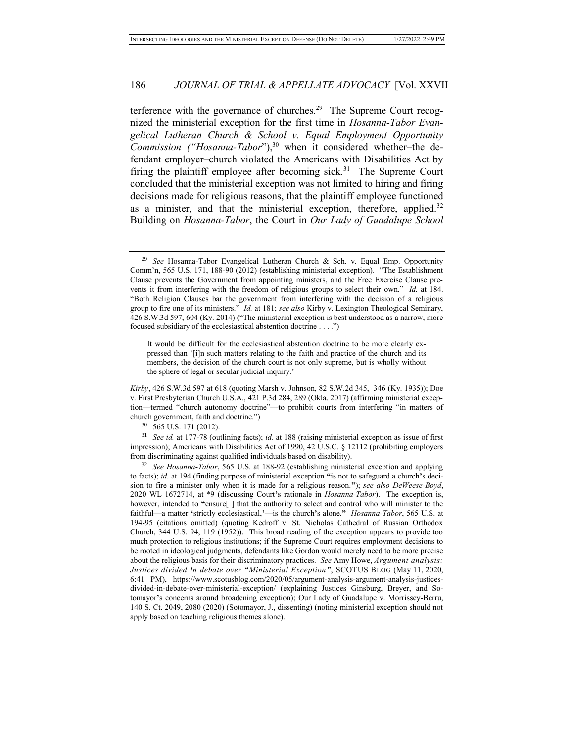terference with the governance of churches.[29] The Supreme Court recognized the ministerial exception for the first time in *Hosanna-Tabor Evangelical Lutheran Church & School v. Equal Employment Opportunity Commission ("Hosanna-Tabor*"),[30] when it considered whether–the defendant employer–church violated the Americans with Disabilities Act by firing the plaintiff employee after becoming sick.[31] The Supreme Court concluded that the ministerial exception was not limited to hiring and firing decisions made for religious reasons, that the plaintiff employee functioned as a minister, and that the ministerial exception, therefore, applied.[32] Building on *Hosanna-Tabor*, the Court in *Our Lady of Guadalupe School*

---

[29] *See* Hosanna-Tabor Evangelical Lutheran Church & Sch. v. Equal Emp. Opportunity Comm'n, 565 U.S. 171, 188-90 (2012) (establishing ministerial exception). "The Establishment Clause prevents the Government from appointing ministers, and the Free Exercise Clause prevents it from interfering with the freedom of religious groups to select their own." *Id.* at 184. "Both Religion Clauses bar the government from interfering with the decision of a religious group to fire one of its ministers." *Id.* at 181; *see also* Kirby v. Lexington Theological Seminary, 426 S.W.3d 597, 604 (Ky. 2014) ("The ministerial exception is best understood as a narrow, more focused subsidiary of the ecclesiastical abstention doctrine . . . .")

> It would be difficult for the ecclesiastical abstention doctrine to be more clearly expressed than '[i]n such matters relating to the faith and practice of the church and its members, the decision of the church court is not only supreme, but is wholly without the sphere of legal or secular judicial inquiry.'

*Kirby*, 426 S.W.3d 597 at 618 (quoting Marsh v. Johnson, 82 S.W.2d 345, 346 (Ky. 1935)); Doe v. First Presbyterian Church U.S.A., 421 P.3d 284, 289 (Okla. 2017) (affirming ministerial exception—termed "church autonomy doctrine"—to prohibit courts from interfering "in matters of church government, faith and doctrine.")

[30] 565 U.S. 171 (2012).

[31] *See id.* at 177-78 (outlining facts); *id.* at 188 (raising ministerial exception as issue of first impression); Americans with Disabilities Act of 1990, 42 U.S.C. § 12112 (prohibiting employers from discriminating against qualified individuals based on disability).

[32] *See Hosanna-Tabor*, 565 U.S. at 188-92 (establishing ministerial exception and applying to facts); *id.* at 194 (finding purpose of ministerial exception "is not to safeguard a church's decision to fire a minister only when it is made for a religious reason."); *see also DeWeese-Boyd*, 2020 WL 1672714, at *9 (discussing Court's rationale in *Hosanna-Tabor*). The exception is, however, intended to "ensure[ ] that the authority to select and control who will minister to the faithful—a matter 'strictly ecclesiastical,'—is the church's alone." *Hosanna-Tabor*, 565 U.S. at 194-95 (citations omitted) (quoting Kedroff v. St. Nicholas Cathedral of Russian Orthodox Church, 344 U.S. 94, 119 (1952)). This broad reading of the exception appears to provide too much protection to religious institutions; if the Supreme Court requires employment decisions to be rooted in ideological judgments, defendants like Gordon would merely need to be more precise about the religious basis for their discriminatory practices. *See* Amy Howe, *Argument analysis: Justices divided In debate over "Ministerial Exception"*, SCOTUS BLOG (May 11, 2020, 6:41 PM), https://www.scotusblog.com/2020/05/argument-analysis-argument-analysis-justices-divided-in-debate-over-ministerial-exception/ (explaining Justices Ginsburg, Breyer, and Sotomayor's concerns around broadening exception); Our Lady of Guadalupe v. Morrissey-Berru, 140 S. Ct. 2049, 2080 (2020) (Sotomayor, J., dissenting) (noting ministerial exception should not apply based on teaching religious themes alone).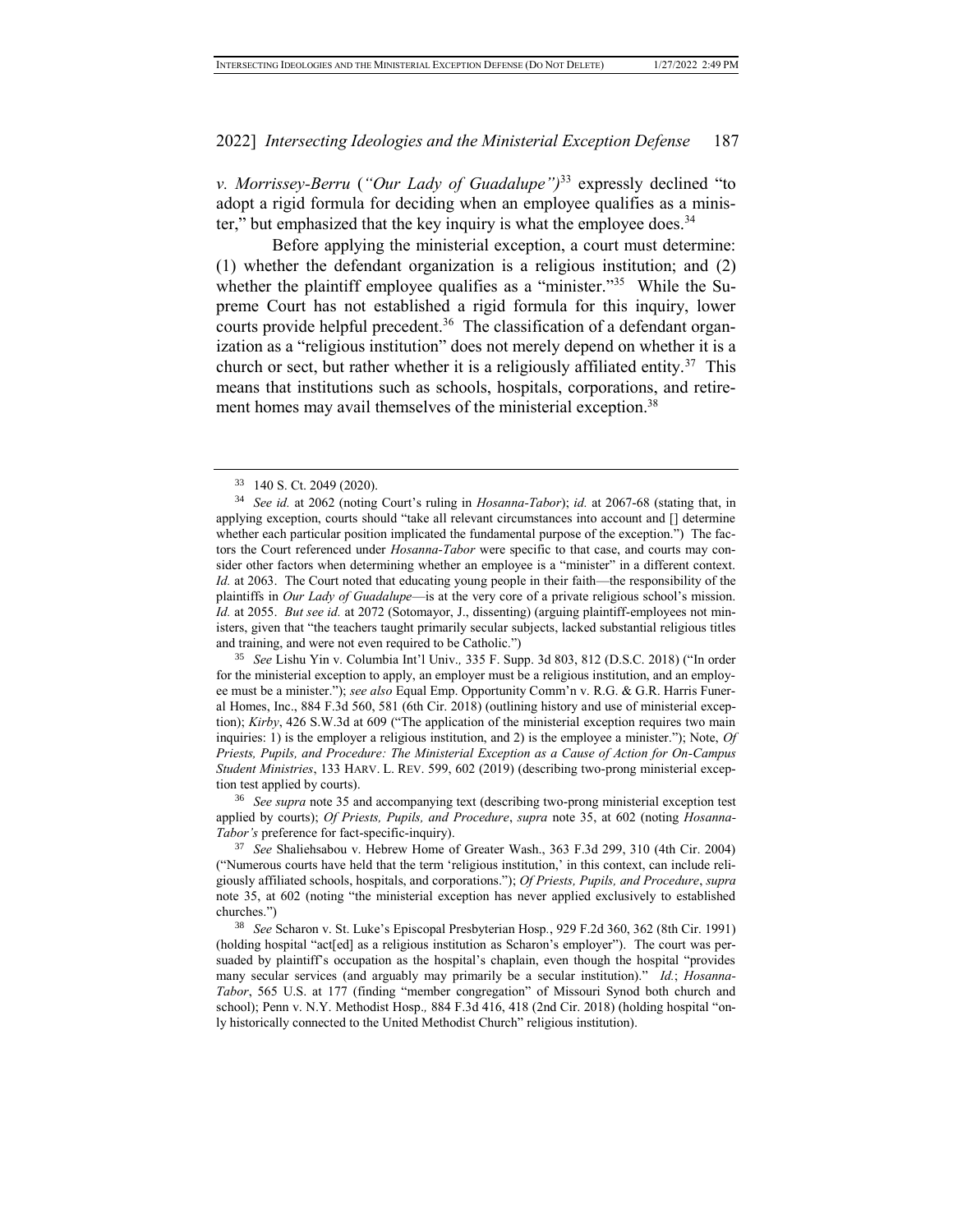*v. Morrissey-Berru* (*"Our Lady of Guadalupe")*[33] expressly declined "to adopt a rigid formula for deciding when an employee qualifies as a minister," but emphasized that the key inquiry is what the employee does.[34]

Before applying the ministerial exception, a court must determine: (1) whether the defendant organization is a religious institution; and (2) whether the plaintiff employee qualifies as a "minister."[35] While the Supreme Court has not established a rigid formula for this inquiry, lower courts provide helpful precedent.[36] The classification of a defendant organization as a "religious institution" does not merely depend on whether it is a church or sect, but rather whether it is a religiously affiliated entity.[37] This means that institutions such as schools, hospitals, corporations, and retirement homes may avail themselves of the ministerial exception.[38]

---

[33] 140 S. Ct. 2049 (2020).

[34] *See id.* at 2062 (noting Court's ruling in *Hosanna-Tabor*); *id.* at 2067-68 (stating that, in applying exception, courts should "take all relevant circumstances into account and [] determine whether each particular position implicated the fundamental purpose of the exception.") The factors the Court referenced under *Hosanna-Tabor* were specific to that case, and courts may consider other factors when determining whether an employee is a "minister" in a different context. *Id.* at 2063. The Court noted that educating young people in their faith—the responsibility of the plaintiffs in *Our Lady of Guadalupe*—is at the very core of a private religious school's mission. *Id.* at 2055. *But see id.* at 2072 (Sotomayor, J., dissenting) (arguing plaintiff-employees not ministers, given that "the teachers taught primarily secular subjects, lacked substantial religious titles and training, and were not even required to be Catholic.")

[35] *See* Lishu Yin v. Columbia Int'l Univ.*,* 335 F. Supp. 3d 803, 812 (D.S.C. 2018) ("In order for the ministerial exception to apply, an employer must be a religious institution, and an employee must be a minister."); *see also* Equal Emp. Opportunity Comm'n v. R.G. & G.R. Harris Funeral Homes, Inc., 884 F.3d 560, 581 (6th Cir. 2018) (outlining history and use of ministerial exception); *Kirby*, 426 S.W.3d at 609 ("The application of the ministerial exception requires two main inquiries: 1) is the employer a religious institution, and 2) is the employee a minister."); Note, *Of Priests, Pupils, and Procedure: The Ministerial Exception as a Cause of Action for On-Campus Student Ministries*, 133 HARV. L. REV. 599, 602 (2019) (describing two-prong ministerial exception test applied by courts).

[36] *See supra* note 35 and accompanying text (describing two-prong ministerial exception test applied by courts); *Of Priests, Pupils, and Procedure*, *supra* note 35, at 602 (noting *Hosanna-Tabor's* preference for fact-specific-inquiry).

[37] *See* Shaliehsabou v. Hebrew Home of Greater Wash., 363 F.3d 299, 310 (4th Cir. 2004) ("Numerous courts have held that the term 'religious institution,' in this context, can include religiously affiliated schools, hospitals, and corporations."); *Of Priests, Pupils, and Procedure*, *supra* note 35, at 602 (noting "the ministerial exception has never applied exclusively to established churches.")

[38] *See* Scharon v. St. Luke's Episcopal Presbyterian Hosp*.*, 929 F.2d 360, 362 (8th Cir. 1991) (holding hospital "act[ed] as a religious institution as Scharon's employer"). The court was persuaded by plaintiff's occupation as the hospital's chaplain, even though the hospital "provides many secular services (and arguably may primarily be a secular institution)." *Id.*; *Hosanna-Tabor*, 565 U.S. at 177 (finding "member congregation" of Missouri Synod both church and school); Penn v. N.Y. Methodist Hosp.*,* 884 F.3d 416, 418 (2nd Cir. 2018) (holding hospital "only historically connected to the United Methodist Church" religious institution).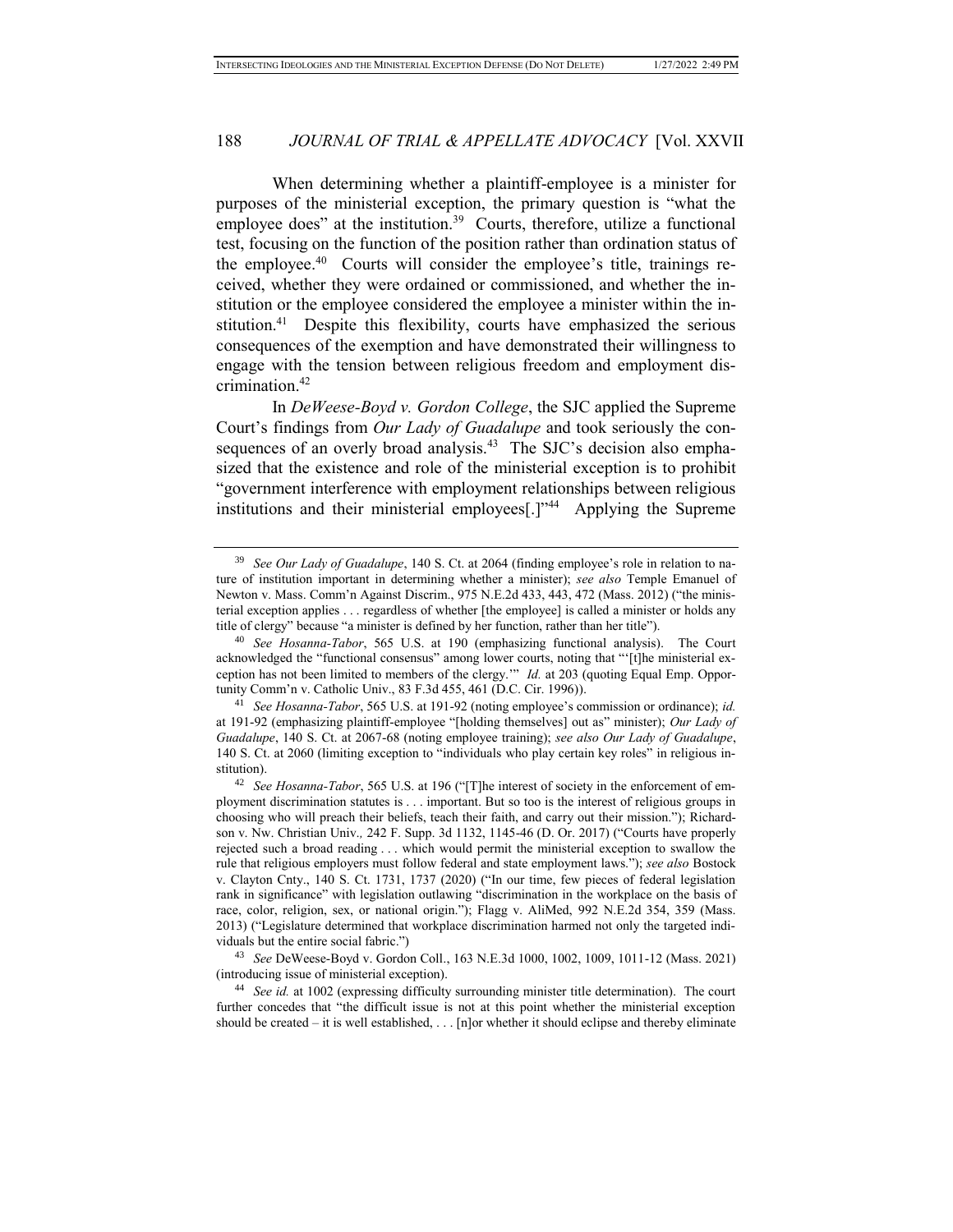When determining whether a plaintiff-employee is a minister for purposes of the ministerial exception, the primary question is "what the employee does" at the institution.[39] Courts, therefore, utilize a functional test, focusing on the function of the position rather than ordination status of the employee.[40] Courts will consider the employee's title, trainings received, whether they were ordained or commissioned, and whether the institution or the employee considered the employee a minister within the institution.[41] Despite this flexibility, courts have emphasized the serious consequences of the exemption and have demonstrated their willingness to engage with the tension between religious freedom and employment discrimination.[42]

In *DeWeese-Boyd v. Gordon College*, the SJC applied the Supreme Court's findings from *Our Lady of Guadalupe* and took seriously the consequences of an overly broad analysis.[43] The SJC's decision also emphasized that the existence and role of the ministerial exception is to prohibit "government interference with employment relationships between religious institutions and their ministerial employees[.]"[44] Applying the Supreme

---

[39] *See Our Lady of Guadalupe*, 140 S. Ct. at 2064 (finding employee's role in relation to nature of institution important in determining whether a minister); *see also* Temple Emanuel of Newton v. Mass. Comm'n Against Discrim., 975 N.E.2d 433, 443, 472 (Mass. 2012) ("the ministerial exception applies . . . regardless of whether [the employee] is called a minister or holds any title of clergy" because "a minister is defined by her function, rather than her title").

[40] *See Hosanna-Tabor*, 565 U.S. at 190 (emphasizing functional analysis). The Court acknowledged the "functional consensus" among lower courts, noting that "'[t]he ministerial exception has not been limited to members of the clergy.'" *Id.* at 203 (quoting Equal Emp. Opportunity Comm'n v. Catholic Univ., 83 F.3d 455, 461 (D.C. Cir. 1996)).

[41] *See Hosanna-Tabor*, 565 U.S. at 191-92 (noting employee's commission or ordinance); *id.* at 191-92 (emphasizing plaintiff-employee "[holding themselves] out as" minister); *Our Lady of Guadalupe*, 140 S. Ct. at 2067-68 (noting employee training); *see also Our Lady of Guadalupe*, 140 S. Ct. at 2060 (limiting exception to "individuals who play certain key roles" in religious institution).

[42] *See Hosanna-Tabor*, 565 U.S. at 196 ("[T]he interest of society in the enforcement of employment discrimination statutes is . . . important. But so too is the interest of religious groups in choosing who will preach their beliefs, teach their faith, and carry out their mission."); Richardson v. Nw. Christian Univ., 242 F. Supp. 3d 1132, 1145-46 (D. Or. 2017) ("Courts have properly rejected such a broad reading . . . which would permit the ministerial exception to swallow the rule that religious employers must follow federal and state employment laws."); *see also* Bostock v. Clayton Cnty., 140 S. Ct. 1731, 1737 (2020) ("In our time, few pieces of federal legislation rank in significance" with legislation outlawing "discrimination in the workplace on the basis of race, color, religion, sex, or national origin."); Flagg v. AliMed, 992 N.E.2d 354, 359 (Mass. 2013) ("Legislature determined that workplace discrimination harmed not only the targeted individuals but the entire social fabric.")

[43] *See* DeWeese-Boyd v. Gordon Coll., 163 N.E.3d 1000, 1002, 1009, 1011-12 (Mass. 2021) (introducing issue of ministerial exception).

[44] *See id.* at 1002 (expressing difficulty surrounding minister title determination). The court further concedes that "the difficult issue is not at this point whether the ministerial exception should be created – it is well established, . . . [n]or whether it should eclipse and thereby eliminate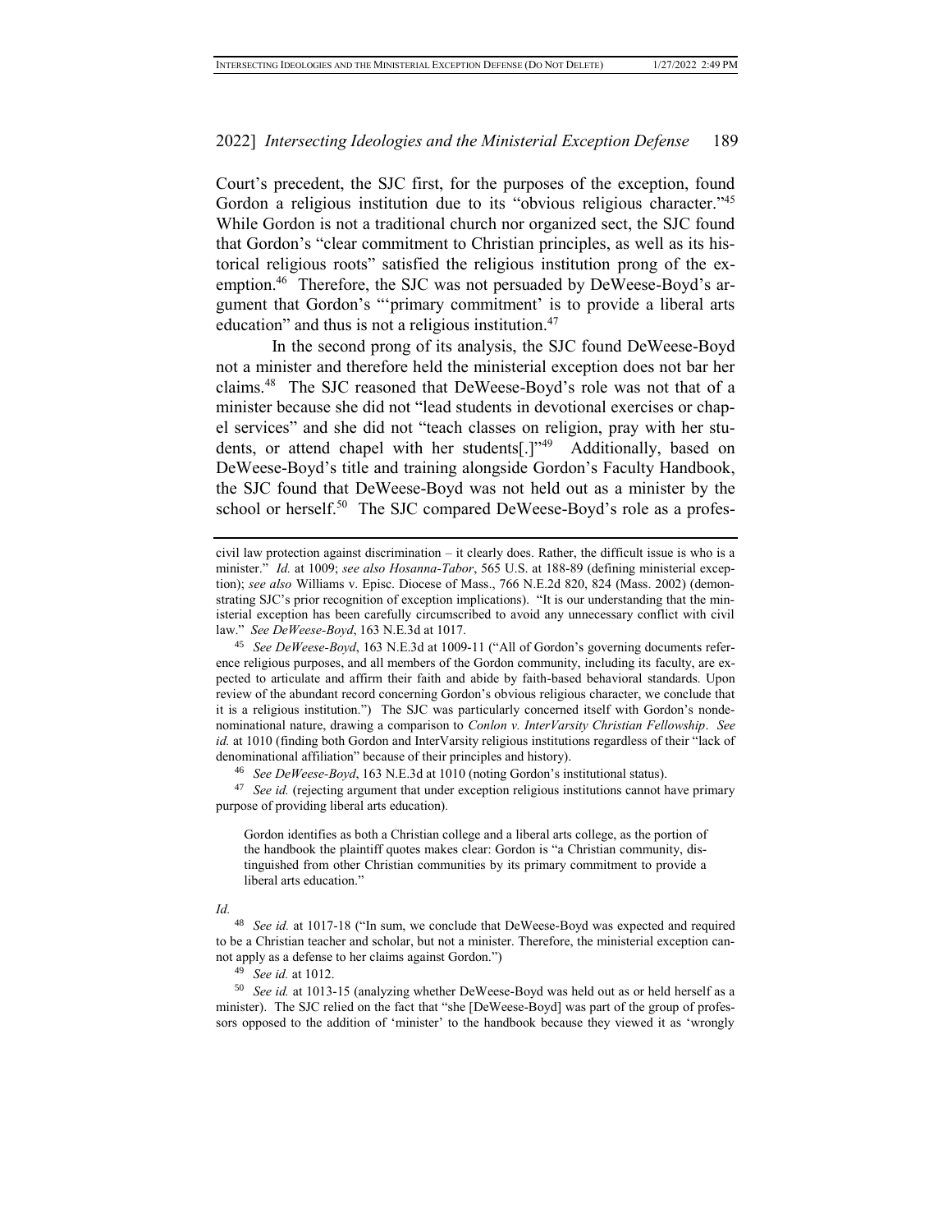Court's precedent, the SJC first, for the purposes of the exception, found Gordon a religious institution due to its "obvious religious character."[45] While Gordon is not a traditional church nor organized sect, the SJC found that Gordon's "clear commitment to Christian principles, as well as its historical religious roots" satisfied the religious institution prong of the exemption.[46] Therefore, the SJC was not persuaded by DeWeese-Boyd's argument that Gordon's "'primary commitment' is to provide a liberal arts education" and thus is not a religious institution.[47]

In the second prong of its analysis, the SJC found DeWeese-Boyd not a minister and therefore held the ministerial exception does not bar her claims.[48] The SJC reasoned that DeWeese-Boyd's role was not that of a minister because she did not "lead students in devotional exercises or chapel services" and she did not "teach classes on religion, pray with her students, or attend chapel with her students[.]"[49] Additionally, based on DeWeese-Boyd's title and training alongside Gordon's Faculty Handbook, the SJC found that DeWeese-Boyd was not held out as a minister by the school or herself.[50] The SJC compared DeWeese-Boyd's role as a profes-

---

civil law protection against discrimination – it clearly does. Rather, the difficult issue is who is a minister." *Id.* at 1009; *see also Hosanna-Tabor*, 565 U.S. at 188-89 (defining ministerial exception); *see also* Williams v. Episc. Diocese of Mass., 766 N.E.2d 820, 824 (Mass. 2002) (demonstrating SJC's prior recognition of exception implications). "It is our understanding that the ministerial exception has been carefully circumscribed to avoid any unnecessary conflict with civil law." *See DeWeese-Boyd*, 163 N.E.3d at 1017.

[45] *See DeWeese-Boyd*, 163 N.E.3d at 1009-11 ("All of Gordon's governing documents reference religious purposes, and all members of the Gordon community, including its faculty, are expected to articulate and affirm their faith and abide by faith-based behavioral standards. Upon review of the abundant record concerning Gordon's obvious religious character, we conclude that it is a religious institution.") The SJC was particularly concerned itself with Gordon's nondenominational nature, drawing a comparison to *Conlon v. InterVarsity Christian Fellowship*. *See id.* at 1010 (finding both Gordon and InterVarsity religious institutions regardless of their "lack of denominational affiliation" because of their principles and history).

[46] *See DeWeese-Boyd*, 163 N.E.3d at 1010 (noting Gordon's institutional status).

[47] *See id.* (rejecting argument that under exception religious institutions cannot have primary purpose of providing liberal arts education).

> Gordon identifies as both a Christian college and a liberal arts college, as the portion of the handbook the plaintiff quotes makes clear: Gordon is "a Christian community, distinguished from other Christian communities by its primary commitment to provide a liberal arts education."

*Id.*

[48] *See id.* at 1017-18 ("In sum, we conclude that DeWeese-Boyd was expected and required to be a Christian teacher and scholar, but not a minister. Therefore, the ministerial exception cannot apply as a defense to her claims against Gordon.")

[49] *See id.* at 1012.

[50] *See id.* at 1013-15 (analyzing whether DeWeese-Boyd was held out as or held herself as a minister). The SJC relied on the fact that "she [DeWeese-Boyd] was part of the group of professors opposed to the addition of 'minister' to the handbook because they viewed it as 'wrongly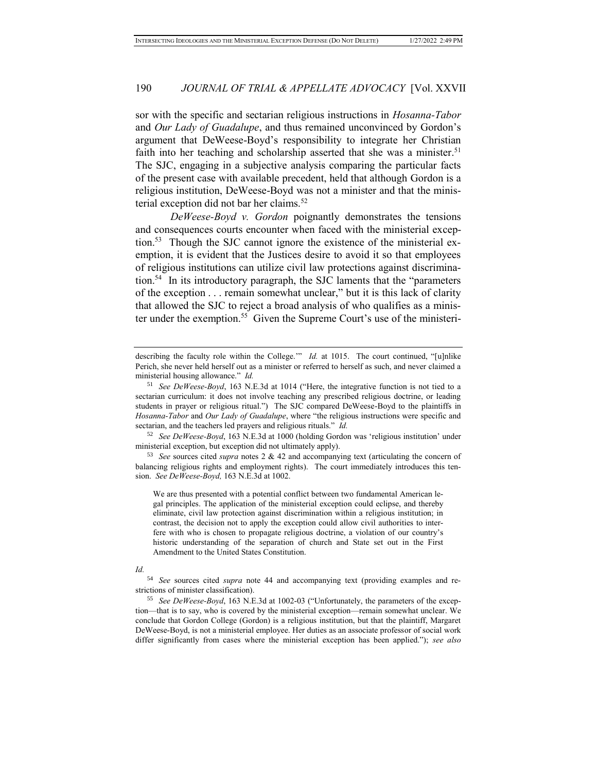sor with the specific and sectarian religious instructions in *Hosanna-Tabor* and *Our Lady of Guadalupe*, and thus remained unconvinced by Gordon's argument that DeWeese-Boyd's responsibility to integrate her Christian faith into her teaching and scholarship asserted that she was a minister.[51] The SJC, engaging in a subjective analysis comparing the particular facts of the present case with available precedent, held that although Gordon is a religious institution, DeWeese-Boyd was not a minister and that the ministerial exception did not bar her claims.[52]

*DeWeese-Boyd v. Gordon* poignantly demonstrates the tensions and consequences courts encounter when faced with the ministerial exception.[53] Though the SJC cannot ignore the existence of the ministerial exemption, it is evident that the Justices desire to avoid it so that employees of religious institutions can utilize civil law protections against discrimination.[54] In its introductory paragraph, the SJC laments that the "parameters of the exception . . . remain somewhat unclear," but it is this lack of clarity that allowed the SJC to reject a broad analysis of who qualifies as a minister under the exemption.[55] Given the Supreme Court's use of the ministeri-

---

describing the faculty role within the College.'" *Id.* at 1015. The court continued, "[u]nlike Perich, she never held herself out as a minister or referred to herself as such, and never claimed a ministerial housing allowance." *Id.*

[51] *See DeWeese-Boyd*, 163 N.E.3d at 1014 ("Here, the integrative function is not tied to a sectarian curriculum: it does not involve teaching any prescribed religious doctrine, or leading students in prayer or religious ritual.") The SJC compared DeWeese-Boyd to the plaintiffs in *Hosanna-Tabor* and *Our Lady of Guadalupe*, where "the religious instructions were specific and sectarian, and the teachers led prayers and religious rituals." *Id.*

[52] *See DeWeese-Boyd*, 163 N.E.3d at 1000 (holding Gordon was 'religious institution' under ministerial exception, but exception did not ultimately apply).

[53] *See* sources cited *supra* notes 2 & 42 and accompanying text (articulating the concern of balancing religious rights and employment rights). The court immediately introduces this tension. *See DeWeese-Boyd,* 163 N.E.3d at 1002.

> We are thus presented with a potential conflict between two fundamental American legal principles. The application of the ministerial exception could eclipse, and thereby eliminate, civil law protection against discrimination within a religious institution; in contrast, the decision not to apply the exception could allow civil authorities to interfere with who is chosen to propagate religious doctrine, a violation of our country's historic understanding of the separation of church and State set out in the First Amendment to the United States Constitution.

*Id.*

[54] *See* sources cited *supra* note 44 and accompanying text (providing examples and restrictions of minister classification).

[55] *See DeWeese-Boyd*, 163 N.E.3d at 1002-03 ("Unfortunately, the parameters of the exception—that is to say, who is covered by the ministerial exception—remain somewhat unclear. We conclude that Gordon College (Gordon) is a religious institution, but that the plaintiff, Margaret DeWeese-Boyd, is not a ministerial employee. Her duties as an associate professor of social work differ significantly from cases where the ministerial exception has been applied."); *see also*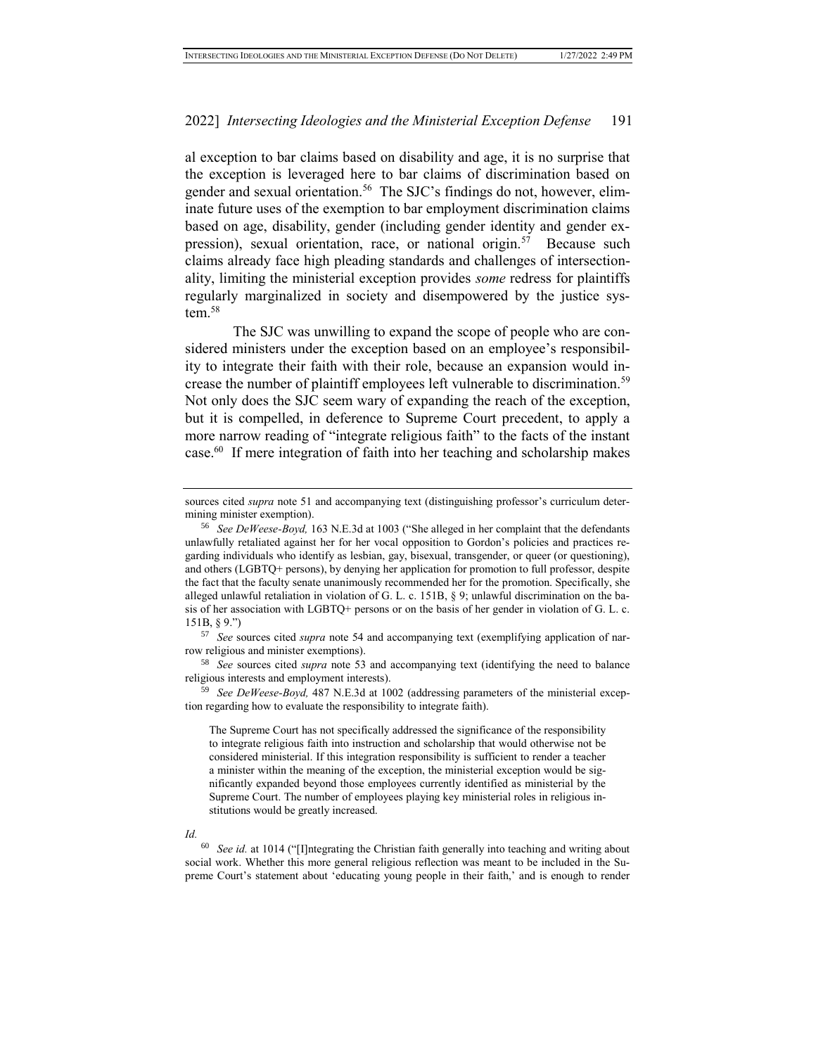al exception to bar claims based on disability and age, it is no surprise that the exception is leveraged here to bar claims of discrimination based on gender and sexual orientation.[56] The SJC's findings do not, however, eliminate future uses of the exemption to bar employment discrimination claims based on age, disability, gender (including gender identity and gender expression), sexual orientation, race, or national origin.[57] Because such claims already face high pleading standards and challenges of intersectionality, limiting the ministerial exception provides *some* redress for plaintiffs regularly marginalized in society and disempowered by the justice system.[58]

The SJC was unwilling to expand the scope of people who are considered ministers under the exception based on an employee's responsibility to integrate their faith with their role, because an expansion would increase the number of plaintiff employees left vulnerable to discrimination.[59] Not only does the SJC seem wary of expanding the reach of the exception, but it is compelled, in deference to Supreme Court precedent, to apply a more narrow reading of "integrate religious faith" to the facts of the instant case.[60] If mere integration of faith into her teaching and scholarship makes

---

sources cited *supra* note 51 and accompanying text (distinguishing professor's curriculum determining minister exemption).

[56] *See DeWeese-Boyd,* 163 N.E.3d at 1003 ("She alleged in her complaint that the defendants unlawfully retaliated against her for her vocal opposition to Gordon's policies and practices regarding individuals who identify as lesbian, gay, bisexual, transgender, or queer (or questioning), and others (LGBTQ+ persons), by denying her application for promotion to full professor, despite the fact that the faculty senate unanimously recommended her for the promotion. Specifically, she alleged unlawful retaliation in violation of G. L. c. 151B, § 9; unlawful discrimination on the basis of her association with LGBTQ+ persons or on the basis of her gender in violation of G. L. c. 151B, § 9.")

[57] *See* sources cited *supra* note 54 and accompanying text (exemplifying application of narrow religious and minister exemptions).

[58] *See* sources cited *supra* note 53 and accompanying text (identifying the need to balance religious interests and employment interests).

[59] *See DeWeese-Boyd,* 487 N.E.3d at 1002 (addressing parameters of the ministerial exception regarding how to evaluate the responsibility to integrate faith).

> The Supreme Court has not specifically addressed the significance of the responsibility to integrate religious faith into instruction and scholarship that would otherwise not be considered ministerial. If this integration responsibility is sufficient to render a teacher a minister within the meaning of the exception, the ministerial exception would be significantly expanded beyond those employees currently identified as ministerial by the Supreme Court. The number of employees playing key ministerial roles in religious institutions would be greatly increased.

*Id.*

[60] *See id.* at 1014 ("[I]ntegrating the Christian faith generally into teaching and writing about social work. Whether this more general religious reflection was meant to be included in the Supreme Court's statement about 'educating young people in their faith,' and is enough to render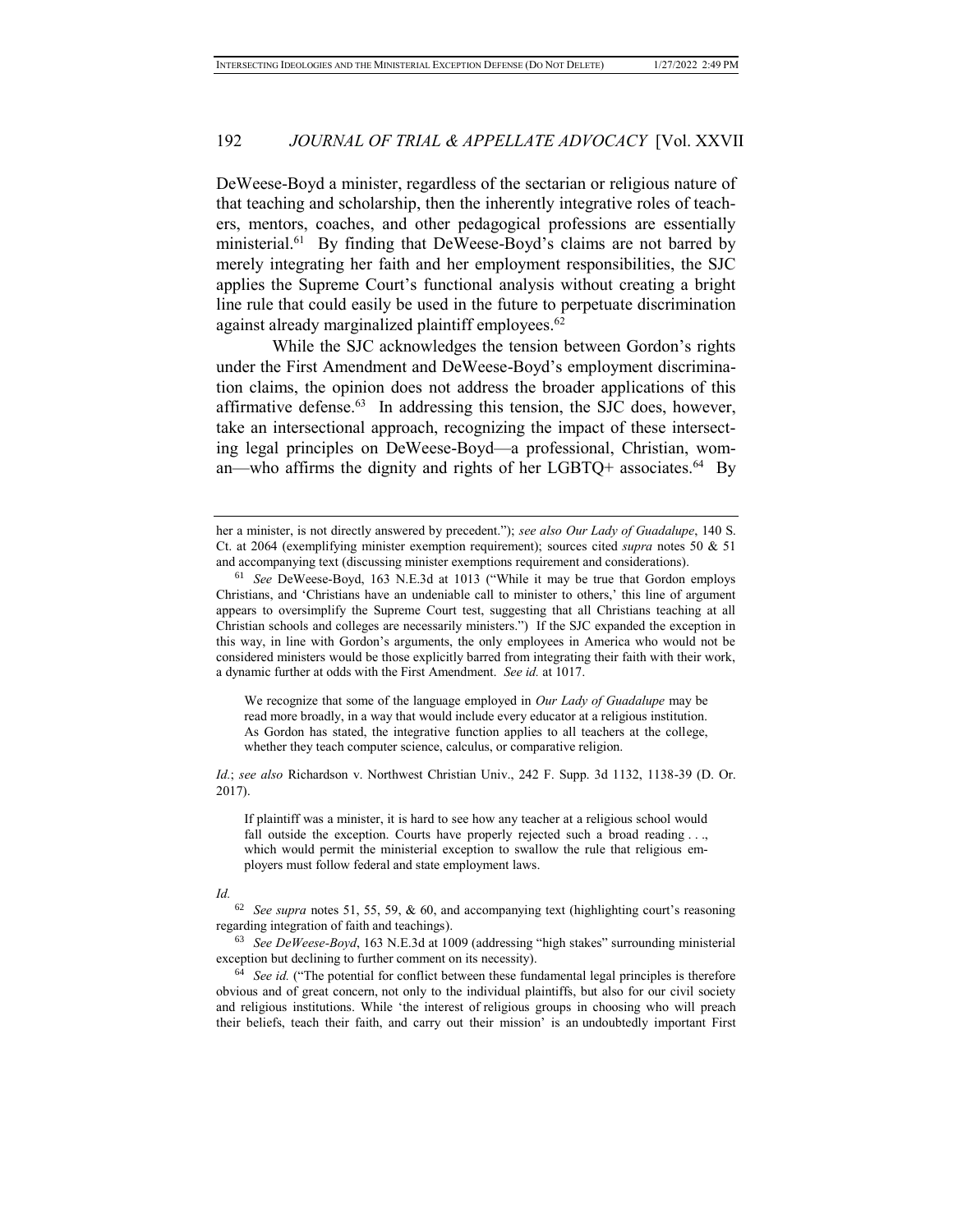DeWeese-Boyd a minister, regardless of the sectarian or religious nature of that teaching and scholarship, then the inherently integrative roles of teachers, mentors, coaches, and other pedagogical professions are essentially ministerial.[61] By finding that DeWeese-Boyd's claims are not barred by merely integrating her faith and her employment responsibilities, the SJC applies the Supreme Court's functional analysis without creating a bright line rule that could easily be used in the future to perpetuate discrimination against already marginalized plaintiff employees.[62]

While the SJC acknowledges the tension between Gordon's rights under the First Amendment and DeWeese-Boyd's employment discrimination claims, the opinion does not address the broader applications of this affirmative defense.[63] In addressing this tension, the SJC does, however, take an intersectional approach, recognizing the impact of these intersecting legal principles on DeWeese-Boyd—a professional, Christian, woman—who affirms the dignity and rights of her LGBTQ+ associates.[64] By

---

her a minister, is not directly answered by precedent."); *see also Our Lady of Guadalupe*, 140 S. Ct. at 2064 (exemplifying minister exemption requirement); sources cited *supra* notes 50 & 51 and accompanying text (discussing minister exemptions requirement and considerations).

[61] *See* DeWeese-Boyd, 163 N.E.3d at 1013 ("While it may be true that Gordon employs Christians, and 'Christians have an undeniable call to minister to others,' this line of argument appears to oversimplify the Supreme Court test, suggesting that all Christians teaching at all Christian schools and colleges are necessarily ministers.") If the SJC expanded the exception in this way, in line with Gordon's arguments, the only employees in America who would not be considered ministers would be those explicitly barred from integrating their faith with their work, a dynamic further at odds with the First Amendment. *See id.* at 1017.

> We recognize that some of the language employed in *Our Lady of Guadalupe* may be read more broadly, in a way that would include every educator at a religious institution. As Gordon has stated, the integrative function applies to all teachers at the college, whether they teach computer science, calculus, or comparative religion.

*Id.*; *see also* Richardson v. Northwest Christian Univ., 242 F. Supp. 3d 1132, 1138-39 (D. Or. 2017).

> If plaintiff was a minister, it is hard to see how any teacher at a religious school would fall outside the exception. Courts have properly rejected such a broad reading . . ., which would permit the ministerial exception to swallow the rule that religious employers must follow federal and state employment laws.

*Id.*

[62] *See supra* notes 51, 55, 59, & 60, and accompanying text (highlighting court's reasoning regarding integration of faith and teachings).

[63] *See DeWeese-Boyd*, 163 N.E.3d at 1009 (addressing "high stakes" surrounding ministerial exception but declining to further comment on its necessity).

[64] *See id.* ("The potential for conflict between these fundamental legal principles is therefore obvious and of great concern, not only to the individual plaintiffs, but also for our civil society and religious institutions. While 'the interest of religious groups in choosing who will preach their beliefs, teach their faith, and carry out their mission' is an undoubtedly important First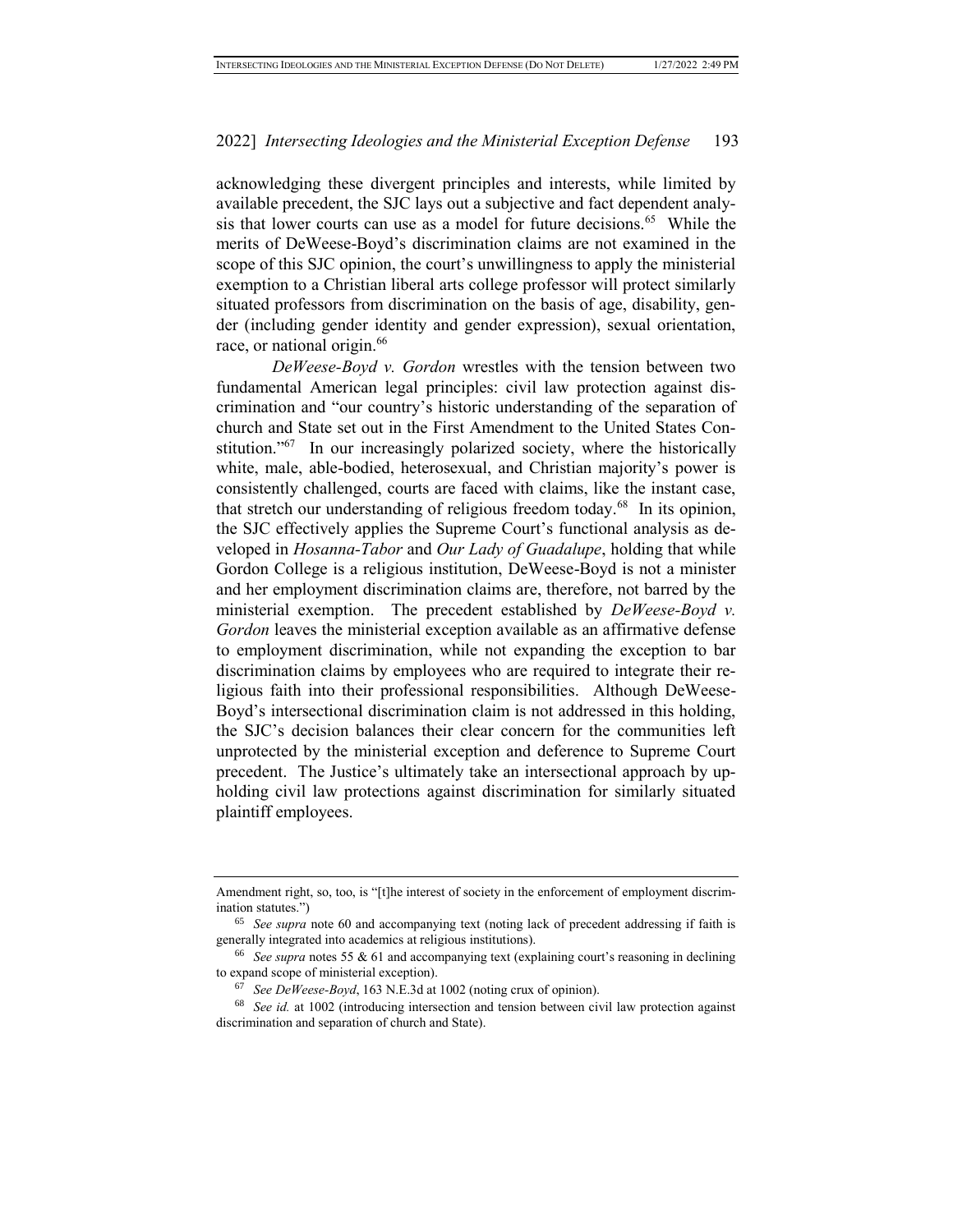acknowledging these divergent principles and interests, while limited by available precedent, the SJC lays out a subjective and fact dependent analysis that lower courts can use as a model for future decisions.[65] While the merits of DeWeese-Boyd's discrimination claims are not examined in the scope of this SJC opinion, the court's unwillingness to apply the ministerial exemption to a Christian liberal arts college professor will protect similarly situated professors from discrimination on the basis of age, disability, gender (including gender identity and gender expression), sexual orientation, race, or national origin.[66]

*DeWeese-Boyd v. Gordon* wrestles with the tension between two fundamental American legal principles: civil law protection against discrimination and "our country's historic understanding of the separation of church and State set out in the First Amendment to the United States Constitution."[67] In our increasingly polarized society, where the historically white, male, able-bodied, heterosexual, and Christian majority's power is consistently challenged, courts are faced with claims, like the instant case, that stretch our understanding of religious freedom today.[68] In its opinion, the SJC effectively applies the Supreme Court's functional analysis as developed in *Hosanna-Tabor* and *Our Lady of Guadalupe*, holding that while Gordon College is a religious institution, DeWeese-Boyd is not a minister and her employment discrimination claims are, therefore, not barred by the ministerial exemption. The precedent established by *DeWeese-Boyd v. Gordon* leaves the ministerial exception available as an affirmative defense to employment discrimination, while not expanding the exception to bar discrimination claims by employees who are required to integrate their religious faith into their professional responsibilities. Although DeWeese-Boyd's intersectional discrimination claim is not addressed in this holding, the SJC's decision balances their clear concern for the communities left unprotected by the ministerial exception and deference to Supreme Court precedent. The Justice's ultimately take an intersectional approach by upholding civil law protections against discrimination for similarly situated plaintiff employees.

---

Amendment right, so, too, is "[t]he interest of society in the enforcement of employment discrimination statutes.")

[65] *See supra* note 60 and accompanying text (noting lack of precedent addressing if faith is generally integrated into academics at religious institutions).

[66] *See supra* notes 55 & 61 and accompanying text (explaining court's reasoning in declining to expand scope of ministerial exception).

[67] *See DeWeese-Boyd*, 163 N.E.3d at 1002 (noting crux of opinion).

[68] *See id.* at 1002 (introducing intersection and tension between civil law protection against discrimination and separation of church and State).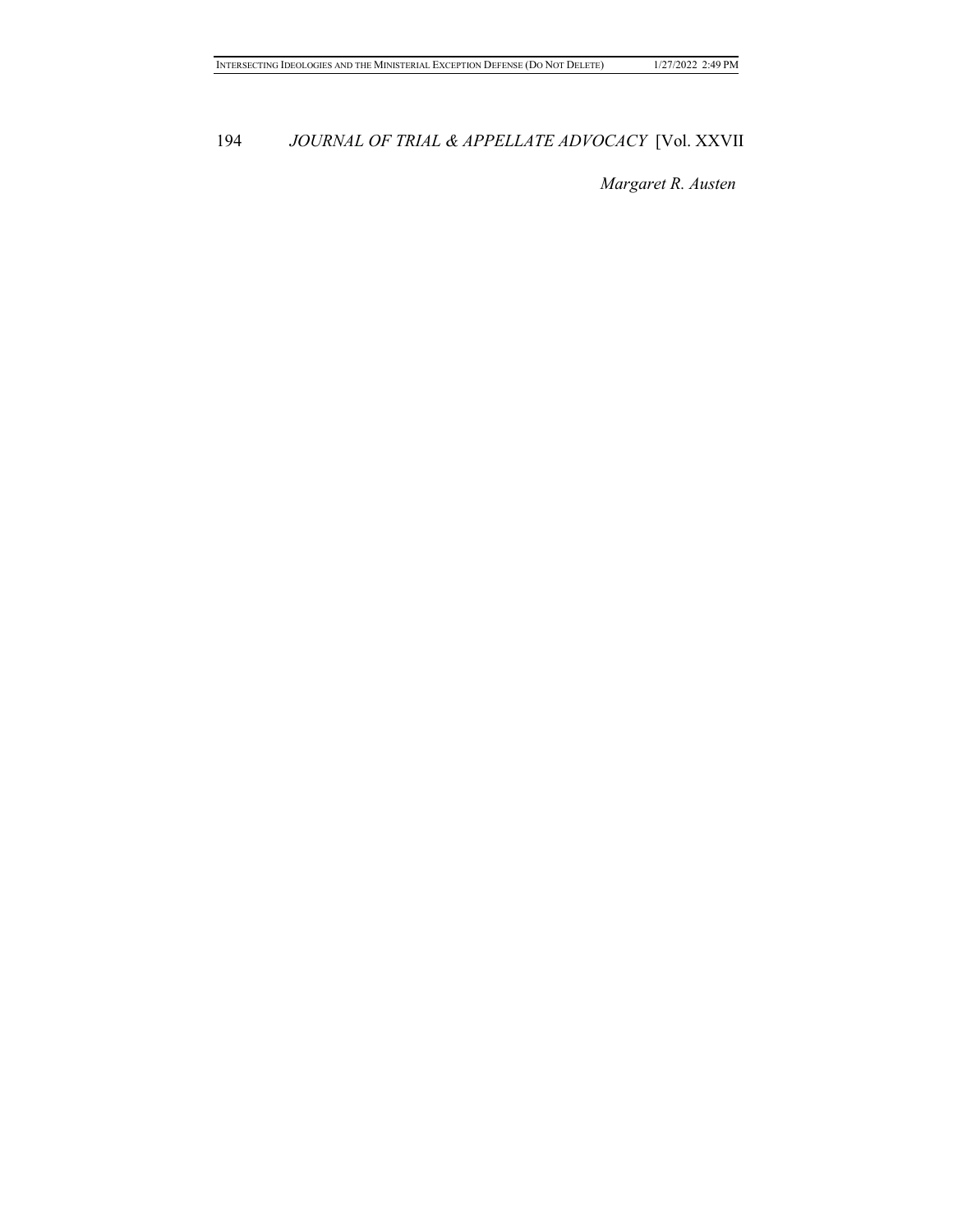*Margaret R. Austen*